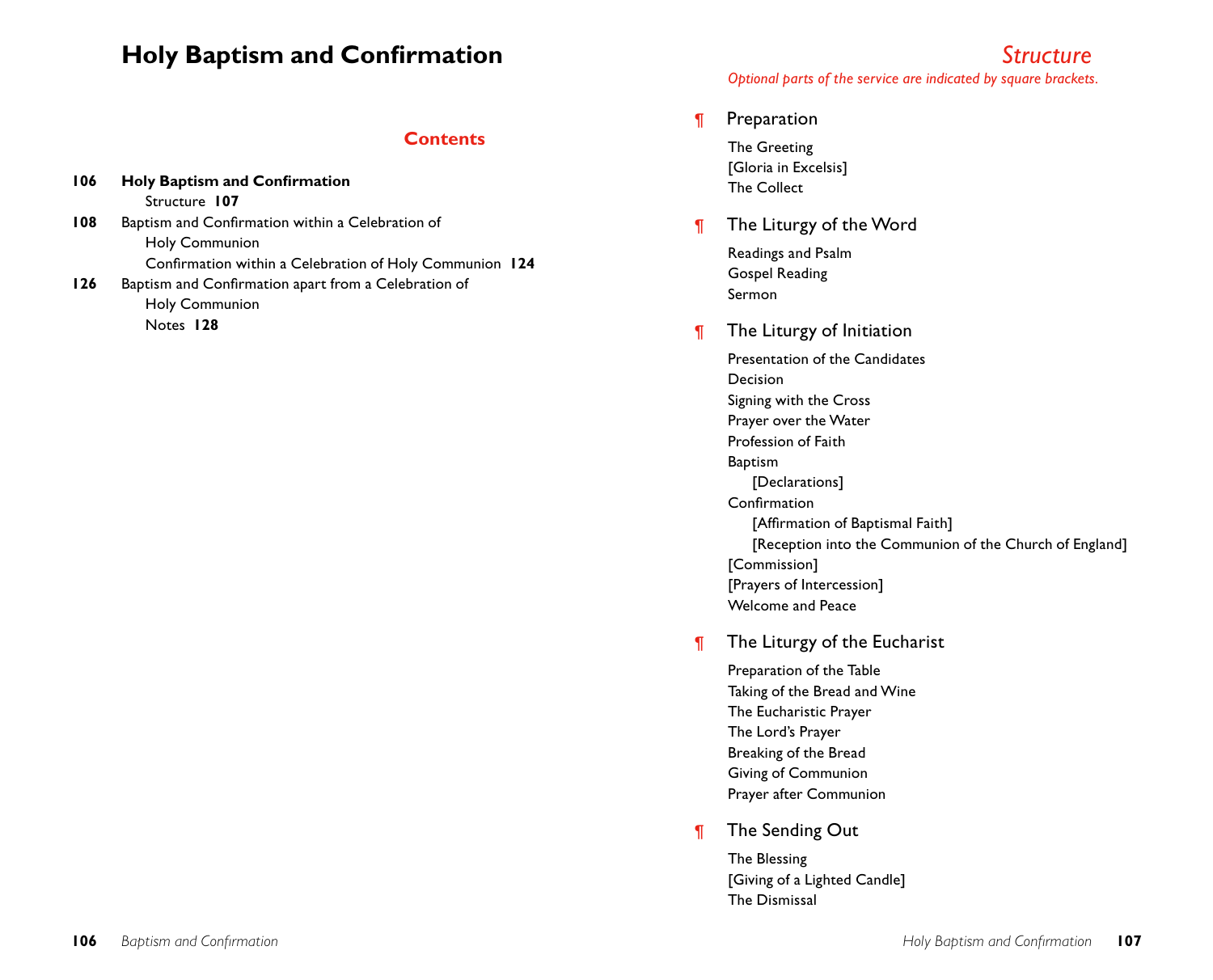# Holy Baptism and Confirmation

## Contents

**106** **Holy Baptism and Confirmation**
  Structure **107**

**108** Baptism and Confirmation within a Celebration of Holy Communion
  Confirmation within a Celebration of Holy Communion **124**

**126** Baptism and Confirmation apart from a Celebration of Holy Communion
  Notes **128**

## *Structure*

*Optional parts of the service are indicated by square brackets.*

### ¶ Preparation

The Greeting
[Gloria in Excelsis]
The Collect

### ¶ The Liturgy of the Word

Readings and Psalm
Gospel Reading
Sermon

### ¶ The Liturgy of Initiation

Presentation of the Candidates
Decision
Signing with the Cross
Prayer over the Water
Profession of Faith
Baptism
  [Declarations]
Confirmation
  [Affirmation of Baptismal Faith]
  [Reception into the Communion of the Church of England]
[Commission]
[Prayers of Intercession]
Welcome and Peace

### ¶ The Liturgy of the Eucharist

Preparation of the Table
Taking of the Bread and Wine
The Eucharistic Prayer
The Lord's Prayer
Breaking of the Bread
Giving of Communion
Prayer after Communion

### ¶ The Sending Out

The Blessing
[Giving of a Lighted Candle]
The Dismissal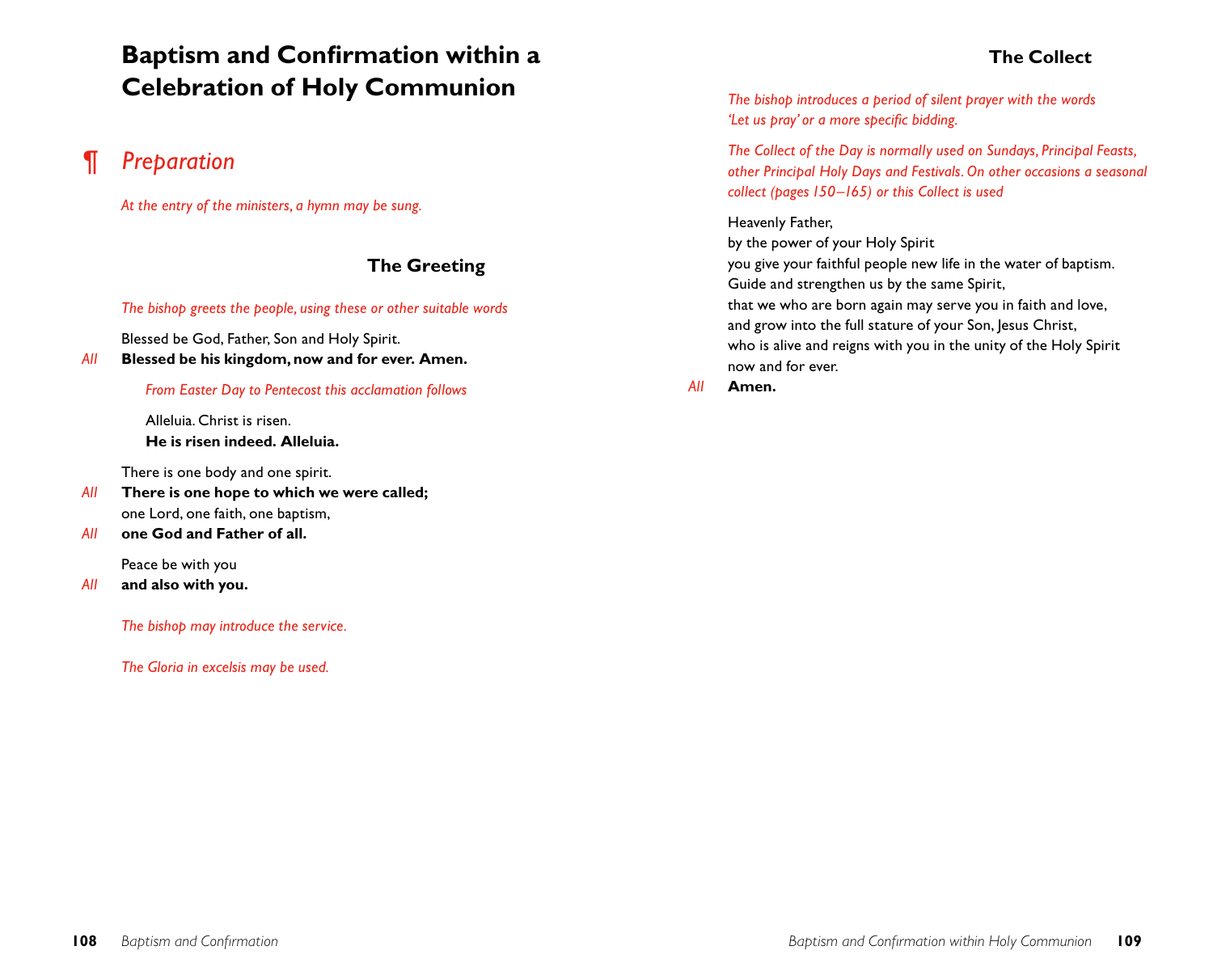# Baptism and Confirmation within a Celebration of Holy Communion

## ¶ *Preparation*

*At the entry of the ministers, a hymn may be sung.*

### The Greeting

*The bishop greets the people, using these or other suitable words*

Blessed be God, Father, Son and Holy Spirit.

*All* **Blessed be his kingdom, now and for ever. Amen.**

*From Easter Day to Pentecost this acclamation follows*

Alleluia. Christ is risen.
**He is risen indeed. Alleluia.**

There is one body and one spirit.

*All* **There is one hope to which we were called;**

one Lord, one faith, one baptism,

*All* **one God and Father of all.**

Peace be with you

*All* **and also with you.**

*The bishop may introduce the service.*

*The Gloria in excelsis may be used.*

### The Collect

*The bishop introduces a period of silent prayer with the words 'Let us pray' or a more specific bidding.*

*The Collect of the Day is normally used on Sundays, Principal Feasts, other Principal Holy Days and Festivals. On other occasions a seasonal collect (pages 150–165) or this Collect is used*

Heavenly Father,
by the power of your Holy Spirit
you give your faithful people new life in the water of baptism.
Guide and strengthen us by the same Spirit,
that we who are born again may serve you in faith and love,
and grow into the full stature of your Son, Jesus Christ,
who is alive and reigns with you in the unity of the Holy Spirit
now and for ever.

*All* **Amen.**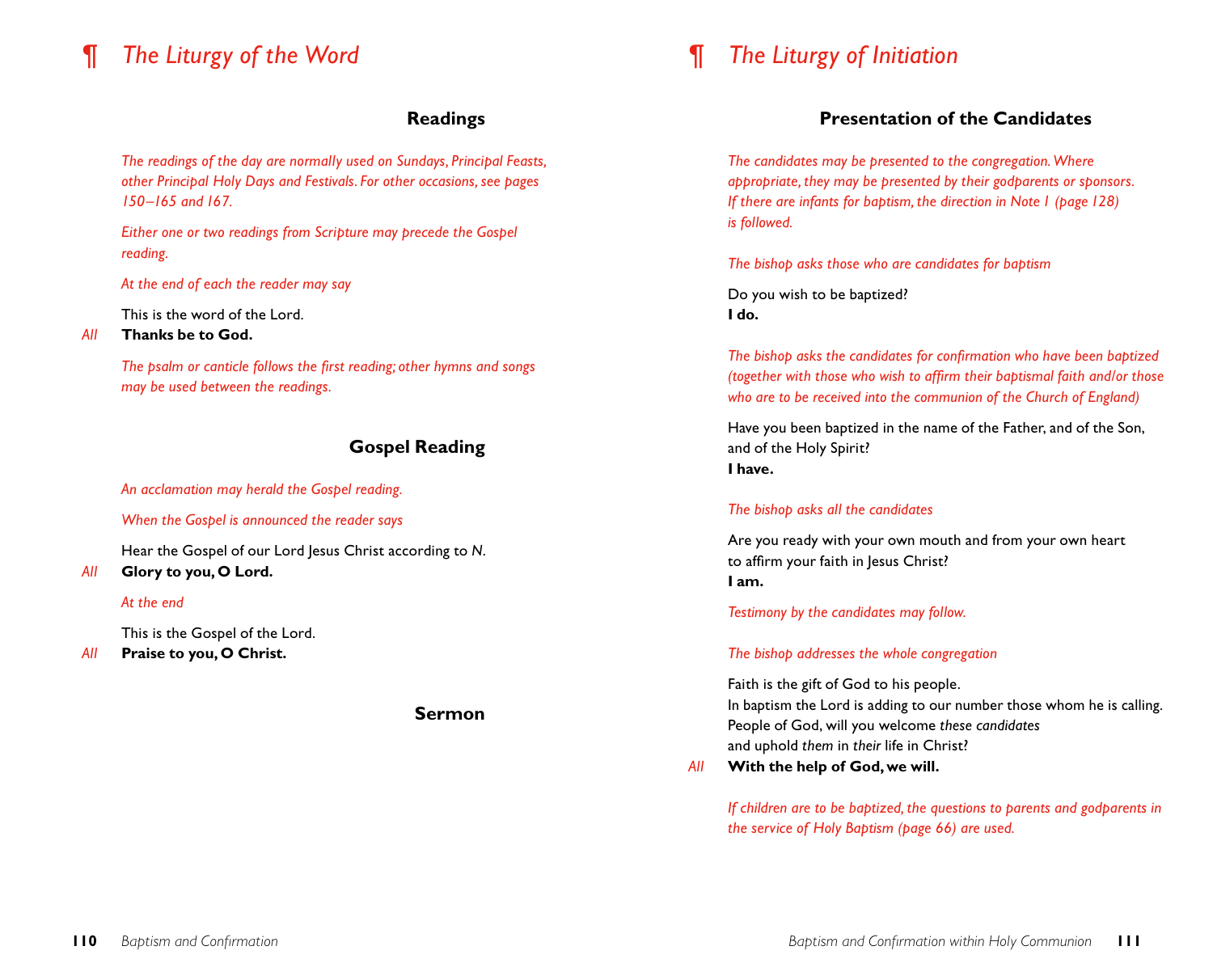# ¶ *The Liturgy of the Word*

## Readings

*The readings of the day are normally used on Sundays, Principal Feasts, other Principal Holy Days and Festivals. For other occasions, see pages 150–165 and 167.*

*Either one or two readings from Scripture may precede the Gospel reading.*

*At the end of each the reader may say*

This is the word of the Lord.

*All* **Thanks be to God.**

*The psalm or canticle follows the first reading; other hymns and songs may be used between the readings.*

## Gospel Reading

*An acclamation may herald the Gospel reading.*

*When the Gospel is announced the reader says*

Hear the Gospel of our Lord Jesus Christ according to *N*.

*All* **Glory to you, O Lord.**

*At the end*

This is the Gospel of the Lord.

*All* **Praise to you, O Christ.**

## Sermon

# ¶ *The Liturgy of Initiation*

## Presentation of the Candidates

*The candidates may be presented to the congregation. Where appropriate, they may be presented by their godparents or sponsors. If there are infants for baptism, the direction in Note 1 (page 128) is followed.*

*The bishop asks those who are candidates for baptism*

Do you wish to be baptized?
**I do.**

*The bishop asks the candidates for confirmation who have been baptized (together with those who wish to affirm their baptismal faith and/or those who are to be received into the communion of the Church of England)*

Have you been baptized in the name of the Father, and of the Son, and of the Holy Spirit?
**I have.**

*The bishop asks all the candidates*

Are you ready with your own mouth and from your own heart to affirm your faith in Jesus Christ?
**I am.**

*Testimony by the candidates may follow.*

*The bishop addresses the whole congregation*

Faith is the gift of God to his people.
In baptism the Lord is adding to our number those whom he is calling.
People of God, will you welcome *these candidates*
and uphold *them* in *their* life in Christ?

*All* **With the help of God, we will.**

*If children are to be baptized, the questions to parents and godparents in the service of Holy Baptism (page 66) are used.*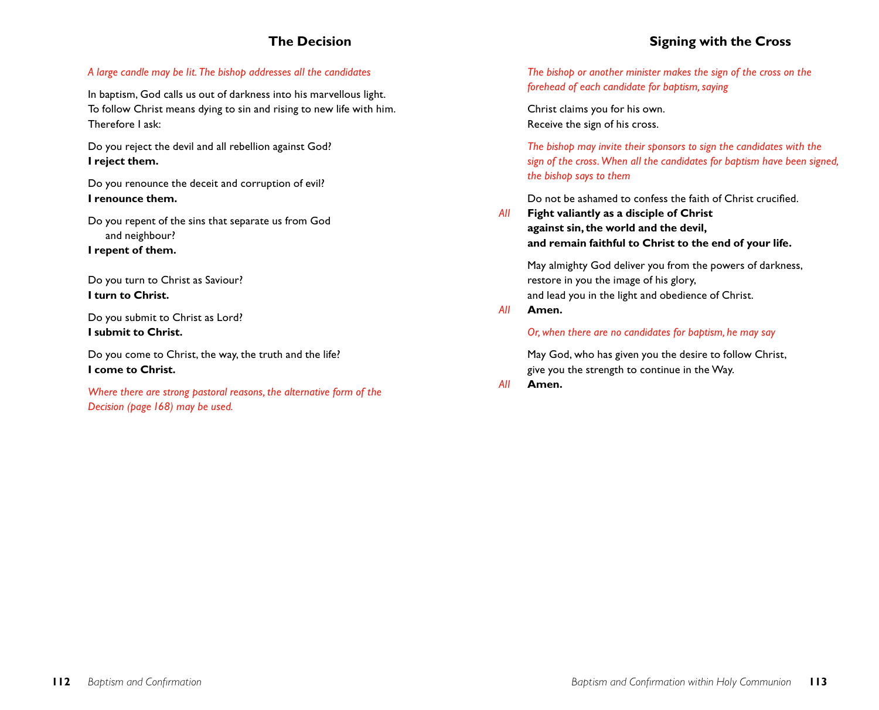## The Decision

*A large candle may be lit. The bishop addresses all the candidates*

In baptism, God calls us out of darkness into his marvellous light.
To follow Christ means dying to sin and rising to new life with him.
Therefore I ask:

Do you reject the devil and all rebellion against God?
**I reject them.**

Do you renounce the deceit and corruption of evil?
**I renounce them.**

Do you repent of the sins that separate us from God and neighbour?
**I repent of them.**

Do you turn to Christ as Saviour?
**I turn to Christ.**

Do you submit to Christ as Lord?
**I submit to Christ.**

Do you come to Christ, the way, the truth and the life?
**I come to Christ.**

*Where there are strong pastoral reasons, the alternative form of the Decision (page 168) may be used.*

## Signing with the Cross

*The bishop or another minister makes the sign of the cross on the forehead of each candidate for baptism, saying*

Christ claims you for his own.
Receive the sign of his cross.

*The bishop may invite their sponsors to sign the candidates with the sign of the cross. When all the candidates for baptism have been signed, the bishop says to them*

Do not be ashamed to confess the faith of Christ crucified.

*All* **Fight valiantly as a disciple of Christ**
**against sin, the world and the devil,**
**and remain faithful to Christ to the end of your life.**

May almighty God deliver you from the powers of darkness,
restore in you the image of his glory,
and lead you in the light and obedience of Christ.

*All* **Amen.**

*Or, when there are no candidates for baptism, he may say*

May God, who has given you the desire to follow Christ,
give you the strength to continue in the Way.

*All* **Amen.**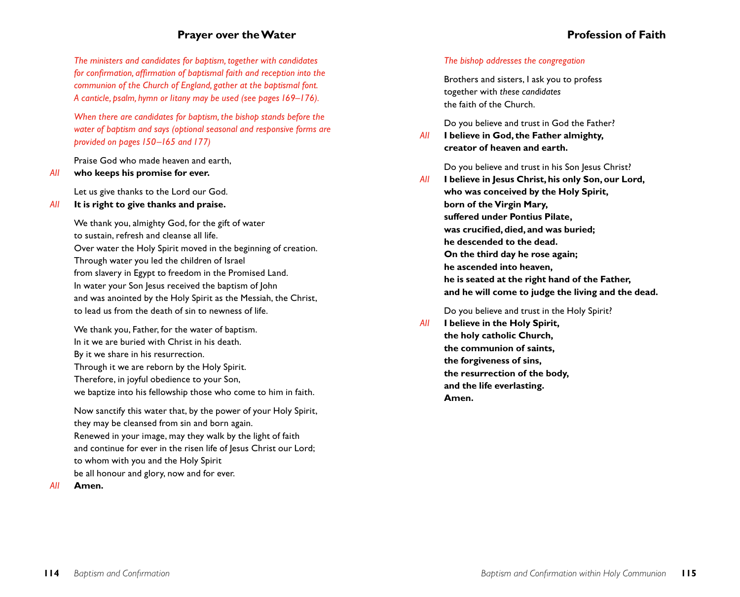## Prayer over the Water

*The ministers and candidates for baptism, together with candidates for confirmation, affirmation of baptismal faith and reception into the communion of the Church of England, gather at the baptismal font. A canticle, psalm, hymn or litany may be used (see pages 169–176).*

*When there are candidates for baptism, the bishop stands before the water of baptism and says (optional seasonal and responsive forms are provided on pages 150–165 and 177)*

Praise God who made heaven and earth,
*All* **who keeps his promise for ever.**

Let us give thanks to the Lord our God.
*All* **It is right to give thanks and praise.**

We thank you, almighty God, for the gift of water
to sustain, refresh and cleanse all life.
Over water the Holy Spirit moved in the beginning of creation.
Through water you led the children of Israel
from slavery in Egypt to freedom in the Promised Land.
In water your Son Jesus received the baptism of John
and was anointed by the Holy Spirit as the Messiah, the Christ,
to lead us from the death of sin to newness of life.

We thank you, Father, for the water of baptism.
In it we are buried with Christ in his death.
By it we share in his resurrection.
Through it we are reborn by the Holy Spirit.
Therefore, in joyful obedience to your Son,
we baptize into his fellowship those who come to him in faith.

Now sanctify this water that, by the power of your Holy Spirit,
they may be cleansed from sin and born again.
Renewed in your image, may they walk by the light of faith
and continue for ever in the risen life of Jesus Christ our Lord;
to whom with you and the Holy Spirit
be all honour and glory, now and for ever.
*All* **Amen.**

## Profession of Faith

*The bishop addresses the congregation*

Brothers and sisters, I ask you to profess
together with *these candidates*
the faith of the Church.

Do you believe and trust in God the Father?
*All* **I believe in God, the Father almighty,
creator of heaven and earth.**

Do you believe and trust in his Son Jesus Christ?
*All* **I believe in Jesus Christ, his only Son, our Lord,
who was conceived by the Holy Spirit,
born of the Virgin Mary,
suffered under Pontius Pilate,
was crucified, died, and was buried;
he descended to the dead.
On the third day he rose again;
he ascended into heaven,
he is seated at the right hand of the Father,
and he will come to judge the living and the dead.**

Do you believe and trust in the Holy Spirit?
*All* **I believe in the Holy Spirit,
the holy catholic Church,
the communion of saints,
the forgiveness of sins,
the resurrection of the body,
and the life everlasting.
Amen.**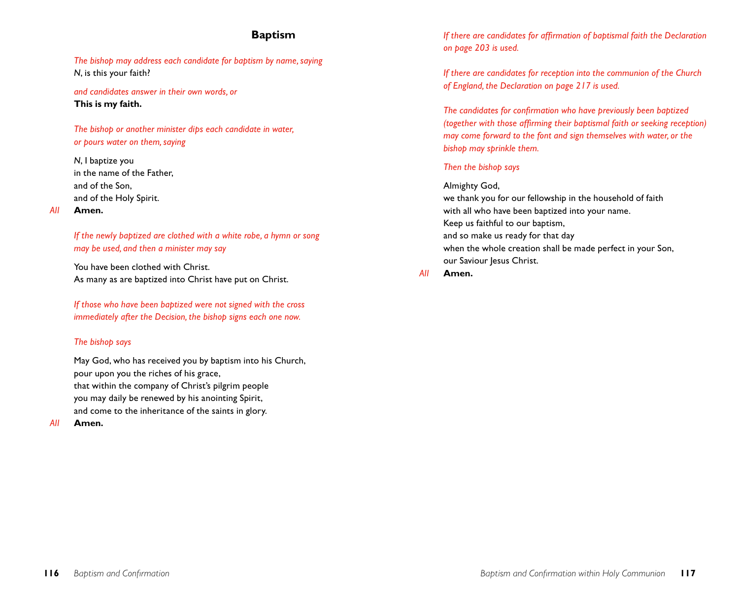## Baptism

*The bishop may address each candidate for baptism by name, saying*
*N*, is this your faith?

*and candidates answer in their own words, or*
**This is my faith.**

*The bishop or another minister dips each candidate in water, or pours water on them, saying*

*N*, I baptize you
in the name of the Father,
and of the Son,
and of the Holy Spirit.

*All* **Amen.**

*If the newly baptized are clothed with a white robe, a hymn or song may be used, and then a minister may say*

You have been clothed with Christ.
As many as are baptized into Christ have put on Christ.

*If those who have been baptized were not signed with the cross immediately after the Decision, the bishop signs each one now.*

*The bishop says*

May God, who has received you by baptism into his Church,
pour upon you the riches of his grace,
that within the company of Christ's pilgrim people
you may daily be renewed by his anointing Spirit,
and come to the inheritance of the saints in glory.

*All* **Amen.**

*If there are candidates for affirmation of baptismal faith the Declaration on page 203 is used.*

*If there are candidates for reception into the communion of the Church of England, the Declaration on page 217 is used.*

*The candidates for confirmation who have previously been baptized (together with those affirming their baptismal faith or seeking reception) may come forward to the font and sign themselves with water, or the bishop may sprinkle them.*

*Then the bishop says*

Almighty God,
we thank you for our fellowship in the household of faith
with all who have been baptized into your name.
Keep us faithful to our baptism,
and so make us ready for that day
when the whole creation shall be made perfect in your Son,
our Saviour Jesus Christ.

*All* **Amen.**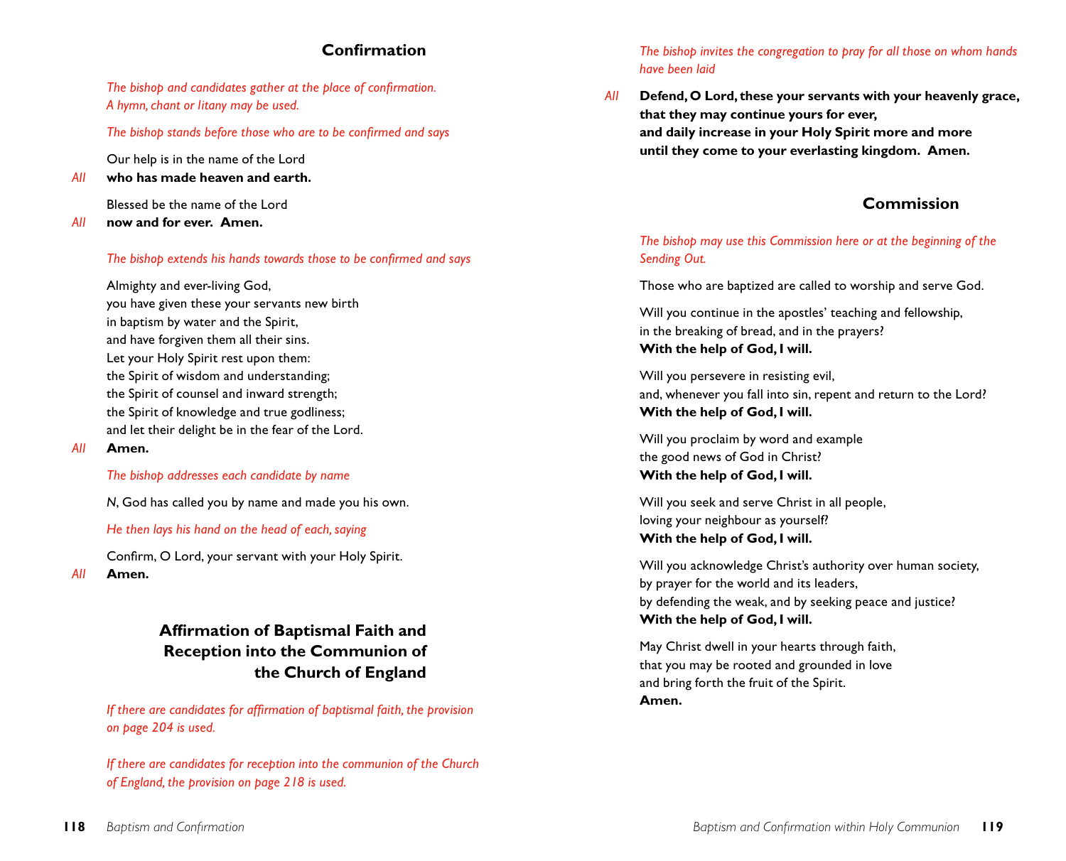## Confirmation

*The bishop and candidates gather at the place of confirmation.*
*A hymn, chant or litany may be used.*

*The bishop stands before those who are to be confirmed and says*

Our help is in the name of the Lord
*All* **who has made heaven and earth.**

Blessed be the name of the Lord
*All* **now and for ever. Amen.**

*The bishop extends his hands towards those to be confirmed and says*

Almighty and ever-living God,
you have given these your servants new birth
in baptism by water and the Spirit,
and have forgiven them all their sins.
Let your Holy Spirit rest upon them:
the Spirit of wisdom and understanding;
the Spirit of counsel and inward strength;
the Spirit of knowledge and true godliness;
and let their delight be in the fear of the Lord.
*All* **Amen.**

*The bishop addresses each candidate by name*

*N*, God has called you by name and made you his own.

*He then lays his hand on the head of each, saying*

Confirm, O Lord, your servant with your Holy Spirit.
*All* **Amen.**

## Affirmation of Baptismal Faith and Reception into the Communion of the Church of England

*If there are candidates for affirmation of baptismal faith, the provision on page 204 is used.*

*If there are candidates for reception into the communion of the Church of England, the provision on page 218 is used.*

*The bishop invites the congregation to pray for all those on whom hands have been laid*

*All* **Defend, O Lord, these your servants with your heavenly grace,**
**that they may continue yours for ever,**
**and daily increase in your Holy Spirit more and more**
**until they come to your everlasting kingdom. Amen.**

## Commission

*The bishop may use this Commission here or at the beginning of the Sending Out.*

Those who are baptized are called to worship and serve God.

Will you continue in the apostles' teaching and fellowship,
in the breaking of bread, and in the prayers?
**With the help of God, I will.**

Will you persevere in resisting evil,
and, whenever you fall into sin, repent and return to the Lord?
**With the help of God, I will.**

Will you proclaim by word and example
the good news of God in Christ?
**With the help of God, I will.**

Will you seek and serve Christ in all people,
loving your neighbour as yourself?
**With the help of God, I will.**

Will you acknowledge Christ's authority over human society,
by prayer for the world and its leaders,
by defending the weak, and by seeking peace and justice?
**With the help of God, I will.**

May Christ dwell in your hearts through faith,
that you may be rooted and grounded in love
and bring forth the fruit of the Spirit.
**Amen.**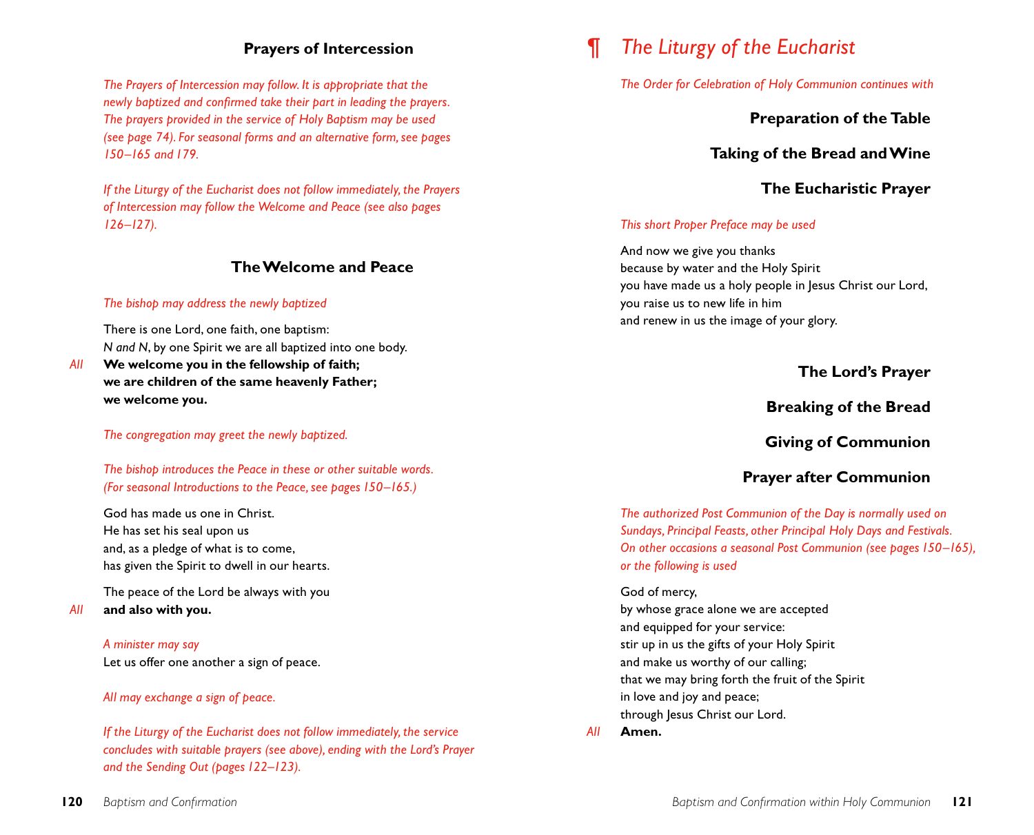## Prayers of Intercession

*The Prayers of Intercession may follow. It is appropriate that the newly baptized and confirmed take their part in leading the prayers. The prayers provided in the service of Holy Baptism may be used (see page 74). For seasonal forms and an alternative form, see pages 150–165 and 179.*

*If the Liturgy of the Eucharist does not follow immediately, the Prayers of Intercession may follow the Welcome and Peace (see also pages 126–127).*

## The Welcome and Peace

*The bishop may address the newly baptized*

There is one Lord, one faith, one baptism:
*N and N*, by one Spirit we are all baptized into one body.

*All* **We welcome you in the fellowship of faith;**
**we are children of the same heavenly Father;**
**we welcome you.**

*The congregation may greet the newly baptized.*

*The bishop introduces the Peace in these or other suitable words. (For seasonal Introductions to the Peace, see pages 150–165.)*

God has made us one in Christ.
He has set his seal upon us
and, as a pledge of what is to come,
has given the Spirit to dwell in our hearts.

The peace of the Lord be always with you

*All* **and also with you.**

*A minister may say*
Let us offer one another a sign of peace.

*All may exchange a sign of peace.*

*If the Liturgy of the Eucharist does not follow immediately, the service concludes with suitable prayers (see above), ending with the Lord's Prayer and the Sending Out (pages 122–123).*

# ¶ *The Liturgy of the Eucharist*

*The Order for Celebration of Holy Communion continues with*

### Preparation of the Table

### Taking of the Bread and Wine

### The Eucharistic Prayer

*This short Proper Preface may be used*

And now we give you thanks
because by water and the Holy Spirit
you have made us a holy people in Jesus Christ our Lord,
you raise us to new life in him
and renew in us the image of your glory.

### The Lord's Prayer

### Breaking of the Bread

### Giving of Communion

### Prayer after Communion

*The authorized Post Communion of the Day is normally used on Sundays, Principal Feasts, other Principal Holy Days and Festivals. On other occasions a seasonal Post Communion (see pages 150–165), or the following is used*

God of mercy,
by whose grace alone we are accepted
and equipped for your service:
stir up in us the gifts of your Holy Spirit
and make us worthy of our calling;
that we may bring forth the fruit of the Spirit
in love and joy and peace;
through Jesus Christ our Lord.

*All* **Amen.**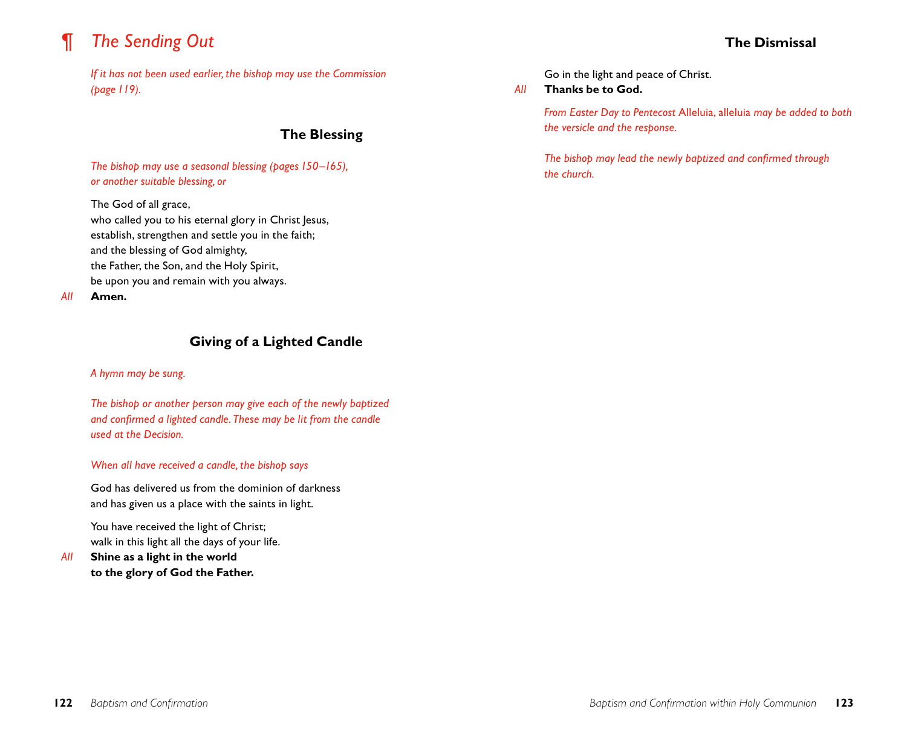# ¶ *The Sending Out*

*If it has not been used earlier, the bishop may use the Commission (page 119).*

## The Blessing

*The bishop may use a seasonal blessing (pages 150–165), or another suitable blessing, or*

The God of all grace,
who called you to his eternal glory in Christ Jesus,
establish, strengthen and settle you in the faith;
and the blessing of God almighty,
the Father, the Son, and the Holy Spirit,
be upon you and remain with you always.

*All* **Amen.**

## Giving of a Lighted Candle

*A hymn may be sung.*

*The bishop or another person may give each of the newly baptized and confirmed a lighted candle. These may be lit from the candle used at the Decision.*

*When all have received a candle, the bishop says*

God has delivered us from the dominion of darkness
and has given us a place with the saints in light.

You have received the light of Christ;
walk in this light all the days of your life.

*All* **Shine as a light in the world**
**to the glory of God the Father.**

## The Dismissal

Go in the light and peace of Christ.

*All* **Thanks be to God.**

*From Easter Day to Pentecost* Alleluia, alleluia *may be added to both the versicle and the response.*

*The bishop may lead the newly baptized and confirmed through the church.*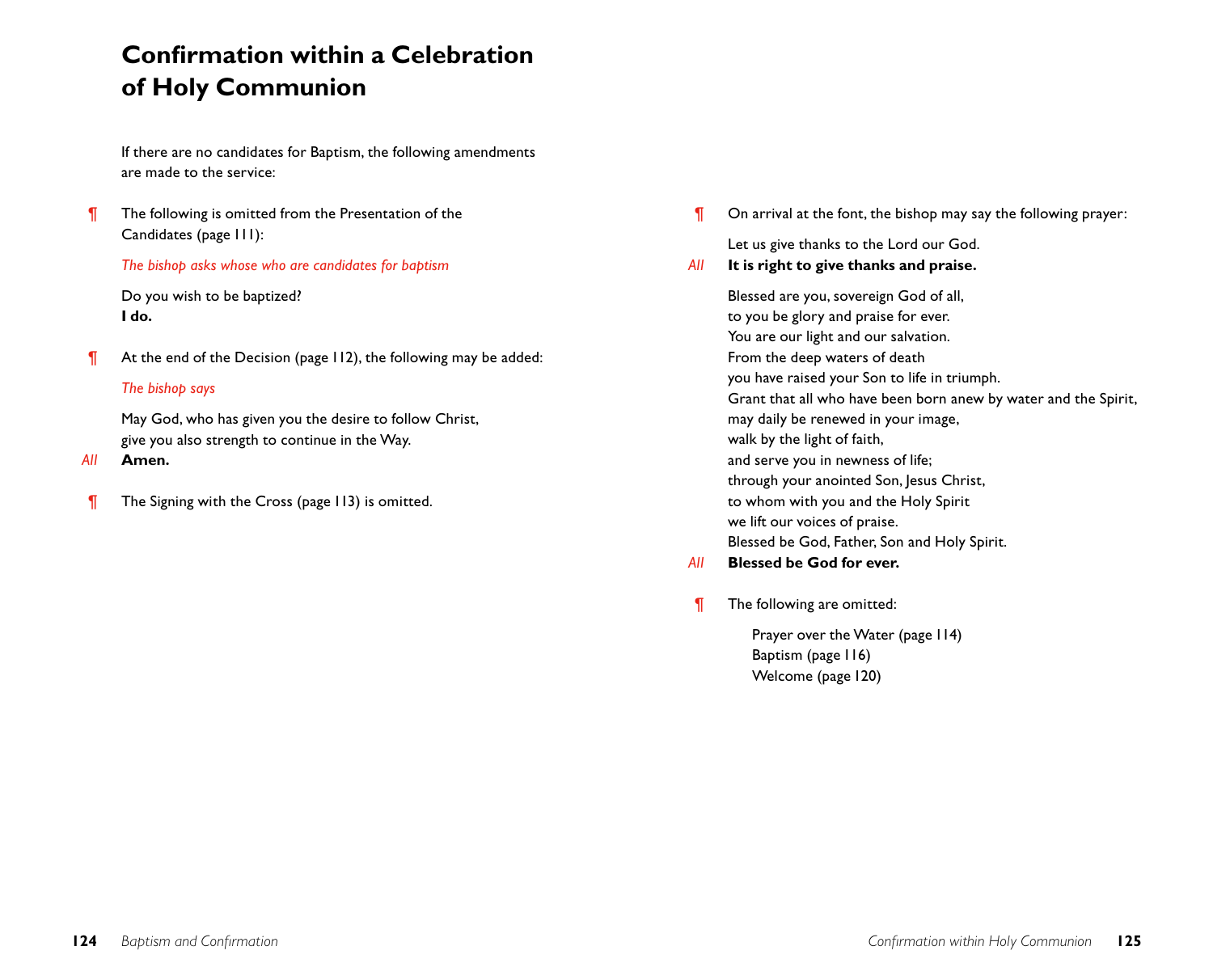# Confirmation within a Celebration of Holy Communion

If there are no candidates for Baptism, the following amendments are made to the service:

¶ The following is omitted from the Presentation of the Candidates (page 111):

*The bishop asks whose who are candidates for baptism*

Do you wish to be baptized?
**I do.**

¶ At the end of the Decision (page 112), the following may be added:

*The bishop says*

May God, who has given you the desire to follow Christ,
give you also strength to continue in the Way.
*All* **Amen.**

¶ The Signing with the Cross (page 113) is omitted.

¶ On arrival at the font, the bishop may say the following prayer:

Let us give thanks to the Lord our God.
*All* **It is right to give thanks and praise.**

Blessed are you, sovereign God of all,
to you be glory and praise for ever.
You are our light and our salvation.
From the deep waters of death
you have raised your Son to life in triumph.
Grant that all who have been born anew by water and the Spirit,
may daily be renewed in your image,
walk by the light of faith,
and serve you in newness of life;
through your anointed Son, Jesus Christ,
to whom with you and the Holy Spirit
we lift our voices of praise.
Blessed be God, Father, Son and Holy Spirit.
*All* **Blessed be God for ever.**

¶ The following are omitted:

Prayer over the Water (page 114)
Baptism (page 116)
Welcome (page 120)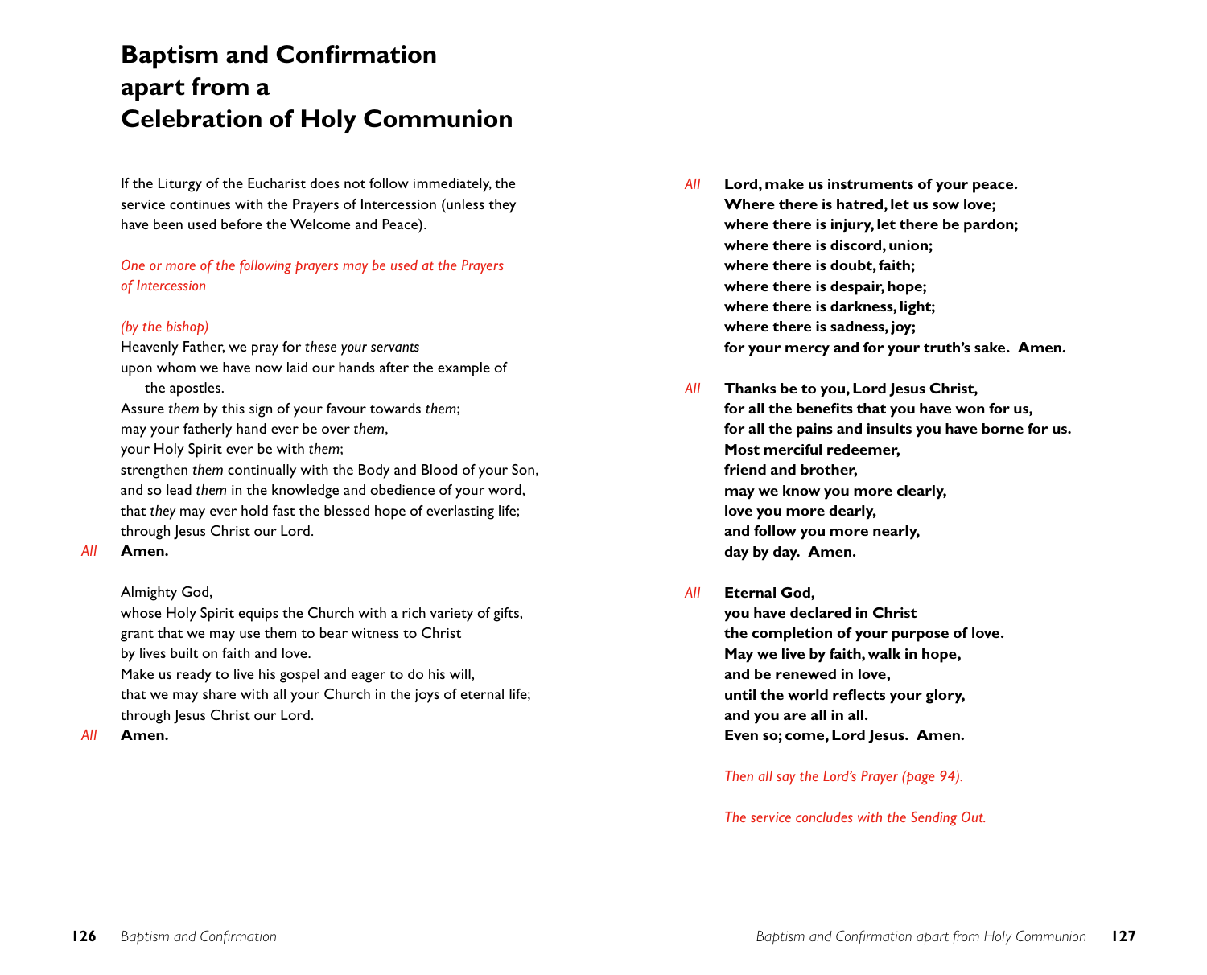# Baptism and Confirmation apart from a Celebration of Holy Communion

If the Liturgy of the Eucharist does not follow immediately, the service continues with the Prayers of Intercession (unless they have been used before the Welcome and Peace).

*One or more of the following prayers may be used at the Prayers of Intercession*

*(by the bishop)*

Heavenly Father, we pray for *these your servants*
upon whom we have now laid our hands after the example of
the apostles.
Assure *them* by this sign of your favour towards *them*;
may your fatherly hand ever be over *them*,
your Holy Spirit ever be with *them*;
strengthen *them* continually with the Body and Blood of your Son,
and so lead *them* in the knowledge and obedience of your word,
that *they* may ever hold fast the blessed hope of everlasting life;
through Jesus Christ our Lord.

*All* **Amen.**

Almighty God,
whose Holy Spirit equips the Church with a rich variety of gifts,
grant that we may use them to bear witness to Christ
by lives built on faith and love.
Make us ready to live his gospel and eager to do his will,
that we may share with all your Church in the joys of eternal life;
through Jesus Christ our Lord.

*All* **Amen.**

*All* **Lord, make us instruments of your peace.**
**Where there is hatred, let us sow love;**
**where there is injury, let there be pardon;**
**where there is discord, union;**
**where there is doubt, faith;**
**where there is despair, hope;**
**where there is darkness, light;**
**where there is sadness, joy;**
**for your mercy and for your truth's sake. Amen.**

*All* **Thanks be to you, Lord Jesus Christ,**
**for all the benefits that you have won for us,**
**for all the pains and insults you have borne for us.**
**Most merciful redeemer,**
**friend and brother,**
**may we know you more clearly,**
**love you more dearly,**
**and follow you more nearly,**
**day by day. Amen.**

*All* **Eternal God,**
**you have declared in Christ**
**the completion of your purpose of love.**
**May we live by faith, walk in hope,**
**and be renewed in love,**
**until the world reflects your glory,**
**and you are all in all.**
**Even so; come, Lord Jesus. Amen.**

*Then all say the Lord's Prayer (page 94).*

*The service concludes with the Sending Out.*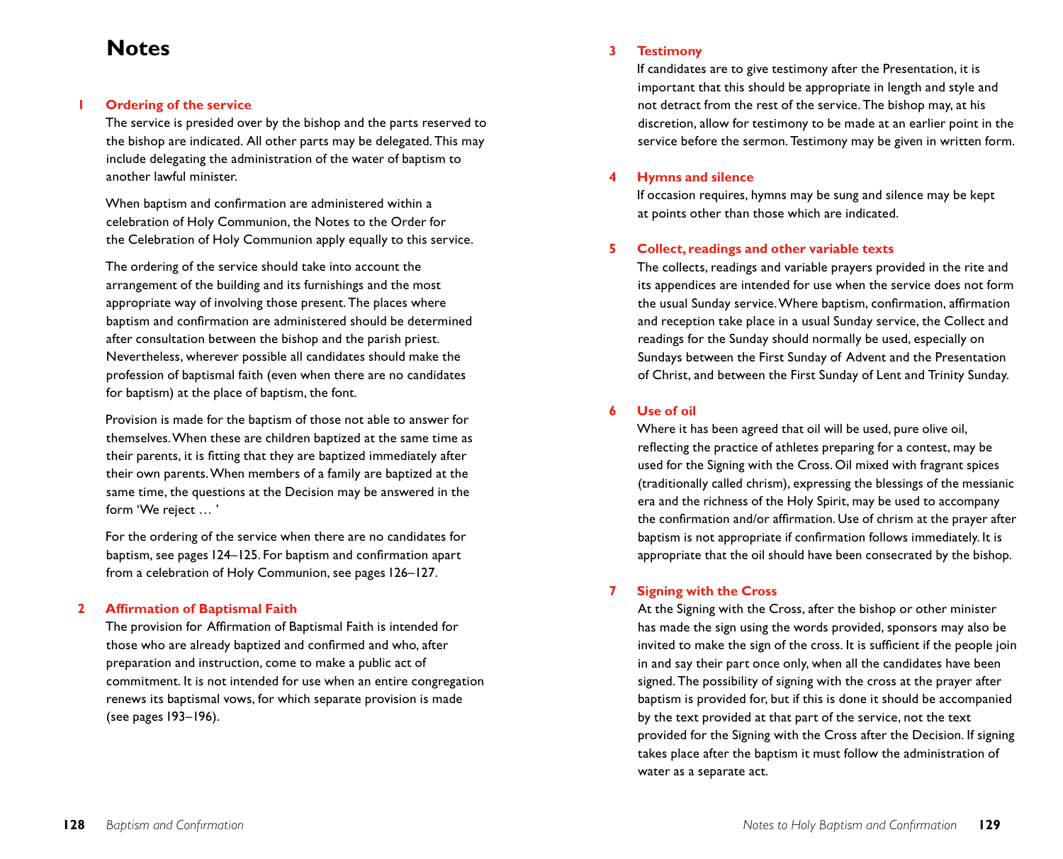# Notes

## 1 Ordering of the service

The service is presided over by the bishop and the parts reserved to the bishop are indicated. All other parts may be delegated. This may include delegating the administration of the water of baptism to another lawful minister.

When baptism and confirmation are administered within a celebration of Holy Communion, the Notes to the Order for the Celebration of Holy Communion apply equally to this service.

The ordering of the service should take into account the arrangement of the building and its furnishings and the most appropriate way of involving those present. The places where baptism and confirmation are administered should be determined after consultation between the bishop and the parish priest. Nevertheless, wherever possible all candidates should make the profession of baptismal faith (even when there are no candidates for baptism) at the place of baptism, the font.

Provision is made for the baptism of those not able to answer for themselves. When these are children baptized at the same time as their parents, it is fitting that they are baptized immediately after their own parents. When members of a family are baptized at the same time, the questions at the Decision may be answered in the form 'We reject … '

For the ordering of the service when there are no candidates for baptism, see pages 124–125. For baptism and confirmation apart from a celebration of Holy Communion, see pages 126–127.

## 2 Affirmation of Baptismal Faith

The provision for Affirmation of Baptismal Faith is intended for those who are already baptized and confirmed and who, after preparation and instruction, come to make a public act of commitment. It is not intended for use when an entire congregation renews its baptismal vows, for which separate provision is made (see pages 193–196).

## 3 Testimony

If candidates are to give testimony after the Presentation, it is important that this should be appropriate in length and style and not detract from the rest of the service. The bishop may, at his discretion, allow for testimony to be made at an earlier point in the service before the sermon. Testimony may be given in written form.

## 4 Hymns and silence

If occasion requires, hymns may be sung and silence may be kept at points other than those which are indicated.

## 5 Collect, readings and other variable texts

The collects, readings and variable prayers provided in the rite and its appendices are intended for use when the service does not form the usual Sunday service. Where baptism, confirmation, affirmation and reception take place in a usual Sunday service, the Collect and readings for the Sunday should normally be used, especially on Sundays between the First Sunday of Advent and the Presentation of Christ, and between the First Sunday of Lent and Trinity Sunday.

## 6 Use of oil

Where it has been agreed that oil will be used, pure olive oil, reflecting the practice of athletes preparing for a contest, may be used for the Signing with the Cross. Oil mixed with fragrant spices (traditionally called chrism), expressing the blessings of the messianic era and the richness of the Holy Spirit, may be used to accompany the confirmation and/or affirmation. Use of chrism at the prayer after baptism is not appropriate if confirmation follows immediately. It is appropriate that the oil should have been consecrated by the bishop.

## 7 Signing with the Cross

At the Signing with the Cross, after the bishop or other minister has made the sign using the words provided, sponsors may also be invited to make the sign of the cross. It is sufficient if the people join in and say their part once only, when all the candidates have been signed. The possibility of signing with the cross at the prayer after baptism is provided for, but if this is done it should be accompanied by the text provided at that part of the service, not the text provided for the Signing with the Cross after the Decision. If signing takes place after the baptism it must follow the administration of water as a separate act.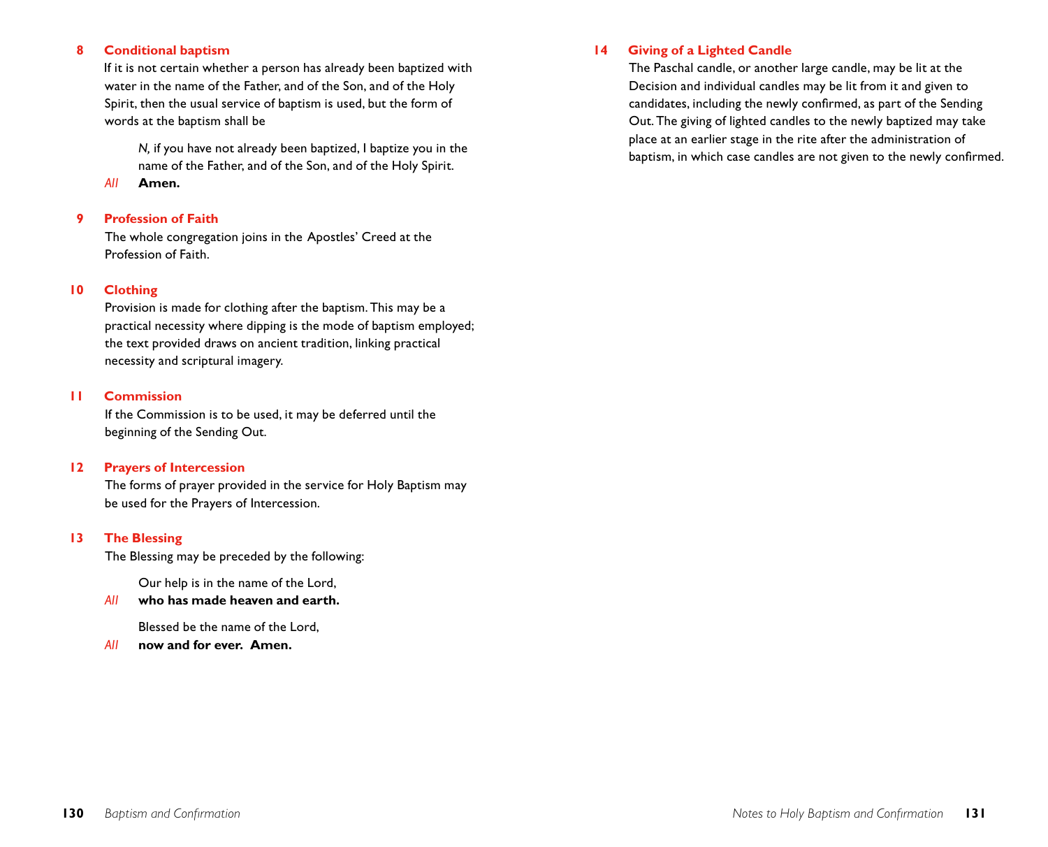### 8 Conditional baptism

If it is not certain whether a person has already been baptized with water in the name of the Father, and of the Son, and of the Holy Spirit, then the usual service of baptism is used, but the form of words at the baptism shall be

*N,* if you have not already been baptized, I baptize you in the name of the Father, and of the Son, and of the Holy Spirit.

*All* **Amen.**

### 9 Profession of Faith

The whole congregation joins in the Apostles' Creed at the Profession of Faith.

### 10 Clothing

Provision is made for clothing after the baptism. This may be a practical necessity where dipping is the mode of baptism employed; the text provided draws on ancient tradition, linking practical necessity and scriptural imagery.

### 11 Commission

If the Commission is to be used, it may be deferred until the beginning of the Sending Out.

### 12 Prayers of Intercession

The forms of prayer provided in the service for Holy Baptism may be used for the Prayers of Intercession.

### 13 The Blessing

The Blessing may be preceded by the following:

Our help is in the name of the Lord,

*All* **who has made heaven and earth.**

Blessed be the name of the Lord,

*All* **now and for ever. Amen.**

### 14 Giving of a Lighted Candle

The Paschal candle, or another large candle, may be lit at the Decision and individual candles may be lit from it and given to candidates, including the newly confirmed, as part of the Sending Out. The giving of lighted candles to the newly baptized may take place at an earlier stage in the rite after the administration of baptism, in which case candles are not given to the newly confirmed.